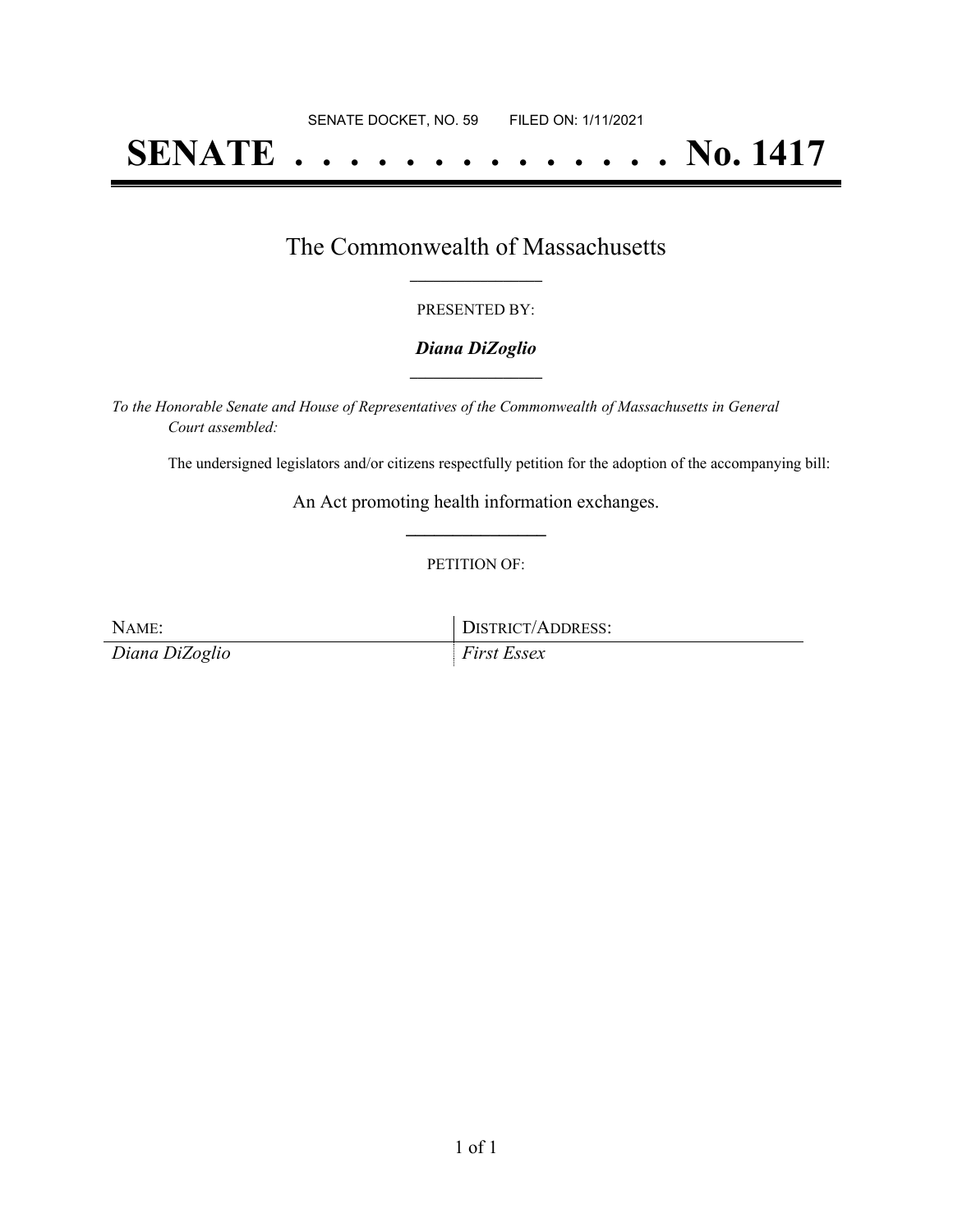SENATE DOCKET, NO. 59        FILED ON: 1/11/2021

# SENATE . . . . . . . . . . . . . . No. 1417

## The Commonwealth of Massachusetts

PRESENTED BY:

***Diana DiZoglio***

*To the Honorable Senate and House of Representatives of the Commonwealth of Massachusetts in General Court assembled:*

The undersigned legislators and/or citizens respectfully petition for the adoption of the accompanying bill:

An Act promoting health information exchanges.

PETITION OF:

| NAME: | DISTRICT/ADDRESS: |
| --- | --- |
| *Diana DiZoglio* | *First Essex* |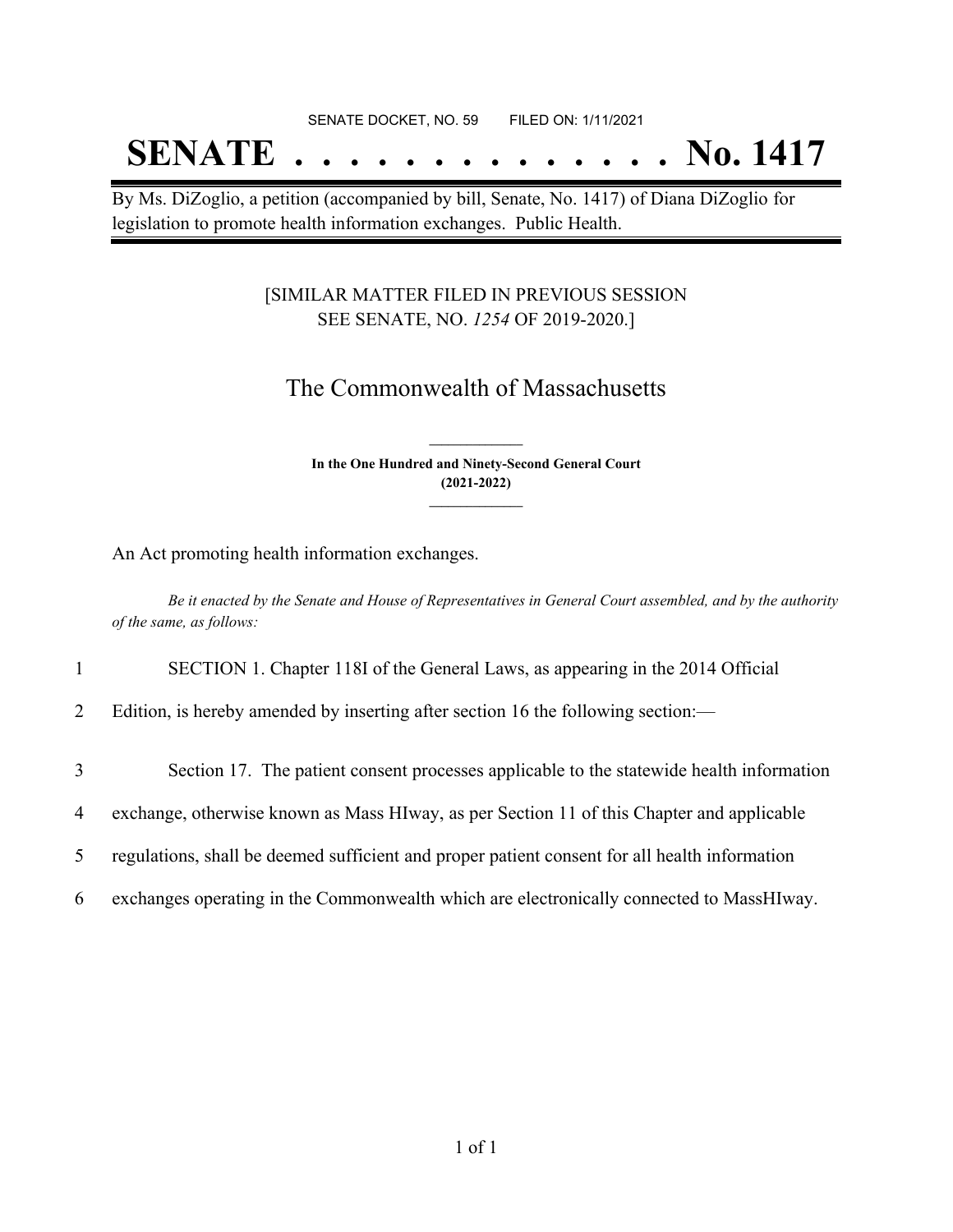SENATE DOCKET, NO. 59 FILED ON: 1/11/2021

# SENATE . . . . . . . . . . . . . . No. 1417

By Ms. DiZoglio, a petition (accompanied by bill, Senate, No. 1417) of Diana DiZoglio for legislation to promote health information exchanges. Public Health.

[SIMILAR MATTER FILED IN PREVIOUS SESSION SEE SENATE, NO. *1254* OF 2019-2020.]

## The Commonwealth of Massachusetts

**In the One Hundred and Ninety-Second General Court (2021-2022)**

An Act promoting health information exchanges.

*Be it enacted by the Senate and House of Representatives in General Court assembled, and by the authority of the same, as follows:*

1 SECTION 1. Chapter 118I of the General Laws, as appearing in the 2014 Official
2 Edition, is hereby amended by inserting after section 16 the following section:—

3 Section 17. The patient consent processes applicable to the statewide health information
4 exchange, otherwise known as Mass HIway, as per Section 11 of this Chapter and applicable
5 regulations, shall be deemed sufficient and proper patient consent for all health information
6 exchanges operating in the Commonwealth which are electronically connected to MassHIway.